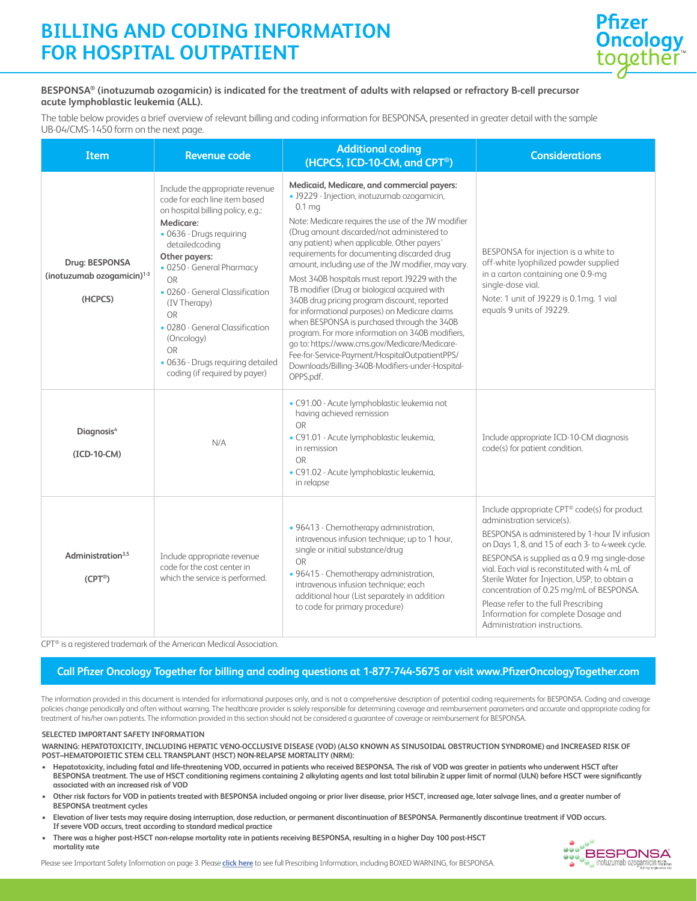# BILLING AND CODING INFORMATION FOR HOSPITAL OUTPATIENT

**BESPONSA® (inotuzumab ozogamicin) is indicated for the treatment of adults with relapsed or refractory B-cell precursor acute lymphoblastic leukemia (ALL).**

The table below provides a brief overview of relevant billing and coding information for BESPONSA, presented in greater detail with the sample UB-04/CMS-1450 form on the next page.

| Item | Revenue code | Additional coding (HCPCS, ICD-10-CM, and CPT®) | Considerations |
|---|---|---|---|
| **Drug: BESPONSA (inotuzumab ozogamicin)[1-3]** **(HCPCS)** | Include the appropriate revenue code for each line item based on hospital billing policy, e.g.: **Medicare:** • 0636 - Drugs requiring detailedcoding **Other payers:** • 0250 - General Pharmacy OR • 0260 - General Classification (IV Therapy) OR • 0280 - General Classification (Oncology) OR • 0636 - Drugs requiring detailed coding (if required by payer) | **Medicaid, Medicare, and commercial payers:** • J9229 - Injection, inotuzumab ozogamicin, 0.1 mg Note: Medicare requires the use of the JW modifier (Drug amount discarded/not administered to any patient) when applicable. Other payers' requirements for documenting discarded drug amount, including use of the JW modifier, may vary. Most 340B hospitals must report J9229 with the TB modifier (Drug or biological acquired with 340B drug pricing program discount, reported for informational purposes) on Medicare claims when BESPONSA is purchased through the 340B program. For more information on 340B modifiers, go to: https://www.cms.gov/Medicare/Medicare-Fee-for-Service-Payment/HospitalOutpatientPPS/Downloads/Billing-340B-Modifiers-under-Hospital-OPPS.pdf. | BESPONSA for injection is a white to off-white lyophilized powder supplied in a carton containing one 0.9-mg single-dose vial. Note: 1 unit of J9229 is 0.1mg. 1 vial equals 9 units of J9229. |
| **Diagnosis[4]** **(ICD-10-CM)** | N/A | • C91.00 - Acute lymphoblastic leukemia not having achieved remission OR • C91.01 - Acute lymphoblastic leukemia, in remission OR • C91.02 - Acute lymphoblastic leukemia, in relapse | Include appropriate ICD-10-CM diagnosis code(s) for patient condition. |
| **Administration[3,5]** **(CPT®)** | Include appropriate revenue code for the cost center in which the service is performed. | • 96413 - Chemotherapy administration, intravenous infusion technique; up to 1 hour, single or initial substance/drug OR • 96415 - Chemotherapy administration, intravenous infusion technique; each additional hour (List separately in addition to code for primary procedure) | Include appropriate CPT® code(s) for product administration service(s). BESPONSA is administered by 1-hour IV infusion on Days 1, 8, and 15 of each 3- to 4-week cycle. BESPONSA is supplied as a 0.9 mg single-dose vial. Each vial is reconstituted with 4 mL of Sterile Water for Injection, USP, to obtain a concentration of 0.25 mg/mL of BESPONSA. Please refer to the full Prescribing Information for complete Dosage and Administration instructions. |

CPT® is a registered trademark of the American Medical Association.

**Call Pfizer Oncology Together for billing and coding questions at 1-877-744-5675 or visit www.PfizerOncologyTogether.com**

The information provided in this document is intended for informational purposes only, and is not a comprehensive description of potential coding requirements for BESPONSA. Coding and coverage policies change periodically and often without warning. The healthcare provider is solely responsible for determining coverage and reimbursement parameters and accurate and appropriate coding for treatment of his/her own patients. The information provided in this section should not be considered a guarantee of coverage or reimbursement for BESPONSA.

**SELECTED IMPORTANT SAFETY INFORMATION**

**WARNING: HEPATOTOXICITY, INCLUDING HEPATIC VENO-OCCLUSIVE DISEASE (VOD) (ALSO KNOWN AS SINUSOIDAL OBSTRUCTION SYNDROME) and INCREASED RISK OF POST–HEMATOPOIETIC STEM CELL TRANSPLANT (HSCT) NON-RELAPSE MORTALITY (NRM):**

- **Hepatotoxicity, including fatal and life-threatening VOD, occurred in patients who received BESPONSA. The risk of VOD was greater in patients who underwent HSCT after BESPONSA treatment. The use of HSCT conditioning regimens containing 2 alkylating agents and last total bilirubin ≥ upper limit of normal (ULN) before HSCT were significantly associated with an increased risk of VOD**
- **Other risk factors for VOD in patients treated with BESPONSA included ongoing or prior liver disease, prior HSCT, increased age, later salvage lines, and a greater number of BESPONSA treatment cycles**
- **Elevation of liver tests may require dosing interruption, dose reduction, or permanent discontinuation of BESPONSA. Permanently discontinue treatment if VOD occurs. If severe VOD occurs, treat according to standard medical practice**
- **There was a higher post-HSCT non-relapse mortality rate in patients receiving BESPONSA, resulting in a higher Day 100 post-HSCT mortality rate**

Please see Important Safety Information on page 3. Please **click here** to see full Prescribing Information, including BOXED WARNING, for BESPONSA.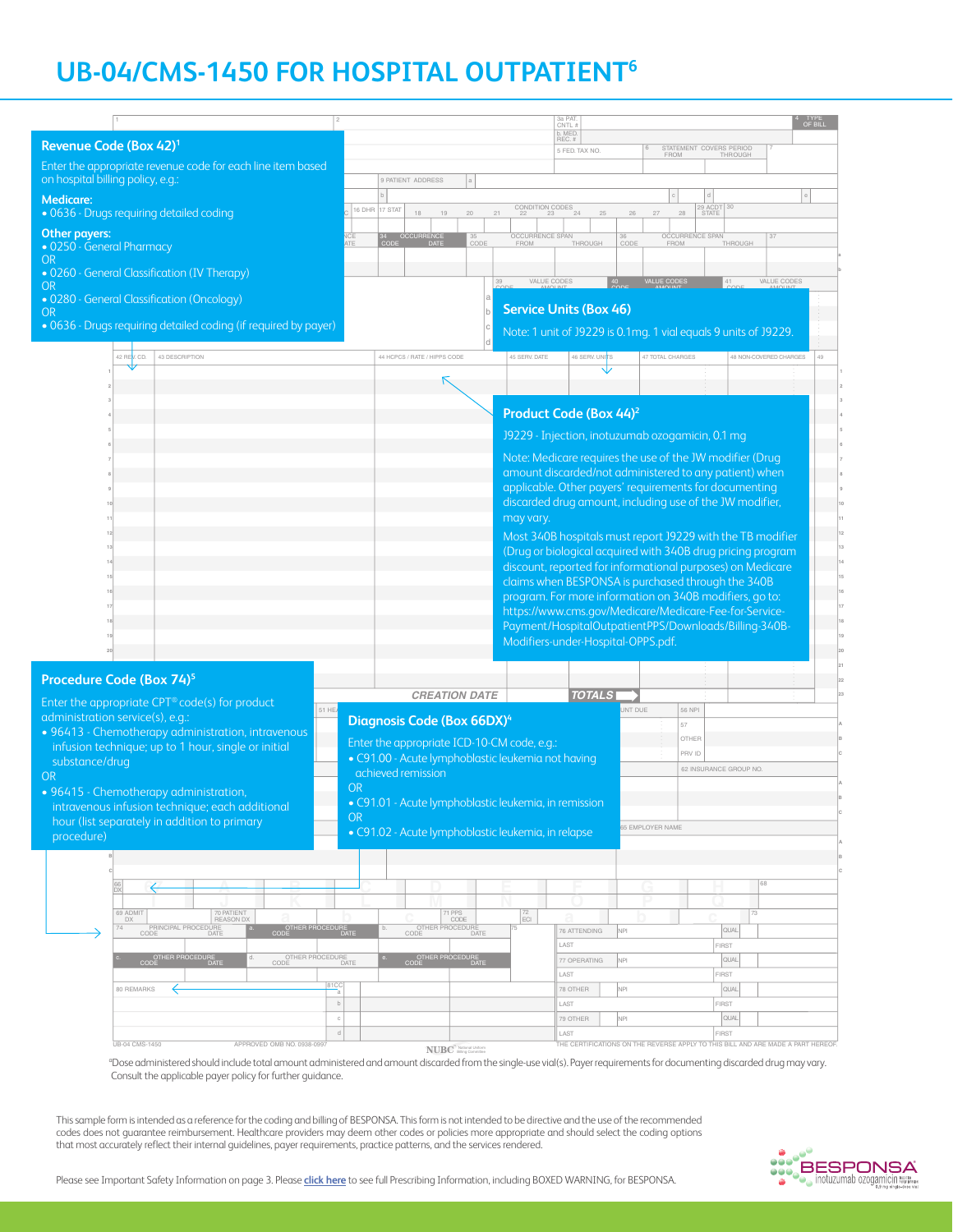# UB-04/CMS-1450 FOR HOSPITAL OUTPATIENT[6]

## Revenue Code (Box 42)[1]

Enter the appropriate revenue code for each line item based on hospital billing policy, e.g.:

**Medicare:**

- 0636 - Drugs requiring detailed coding

**Other payers:**

- 0250 - General Pharmacy

OR

- 0260 - General Classification (IV Therapy)

OR

- 0280 - General Classification (Oncology)

OR

- 0636 - Drugs requiring detailed coding (if required by payer)

## Service Units (Box 46)

Note: 1 unit of J9229 is 0.1mg. 1 vial equals 9 units of J9229.

## Product Code (Box 44)[2]

J9229 - Injection, inotuzumab ozogamicin, 0.1 mg

Note: Medicare requires the use of the JW modifier (Drug amount discarded/not administered to any patient) when applicable. Other payers' requirements for documenting discarded drug amount, including use of the JW modifier, may vary.

Most 340B hospitals must report J9229 with the TB modifier (Drug or biological acquired with 340B drug pricing program discount, reported for informational purposes) on Medicare claims when BESPONSA is purchased through the 340B program. For more information on 340B modifiers, go to: https://www.cms.gov/Medicare/Medicare-Fee-for-Service-Payment/HospitalOutpatientPPS/Downloads/Billing-340B-Modifiers-under-Hospital-OPPS.pdf.

## Procedure Code (Box 74)[5]

Enter the appropriate CPT® code(s) for product administration service(s), e.g.:

- 96413 - Chemotherapy administration, intravenous infusion technique; up to 1 hour, single or initial substance/drug

OR

- 96415 - Chemotherapy administration, intravenous infusion technique; each additional hour (list separately in addition to primary procedure)

## Diagnosis Code (Box 66DX)[4]

Enter the appropriate ICD-10-CM code, e.g.:

- C91.00 - Acute lymphoblastic leukemia not having achieved remission

OR

- C91.01 - Acute lymphoblastic leukemia, in remission

OR

- C91.02 - Acute lymphoblastic leukemia, in relapse

[a]Dose administered should include total amount administered and amount discarded from the single-use vial(s). Payer requirements for documenting discarded drug may vary. Consult the applicable payer policy for further guidance.

This sample form is intended as a reference for the coding and billing of BESPONSA. This form is not intended to be directive and the use of the recommended codes does not guarantee reimbursement. Healthcare providers may deem other codes or policies more appropriate and should select the coding options that most accurately reflect their internal guidelines, payer requirements, practice patterns, and the services rendered.

Please see Important Safety Information on page 3. Please click here to see full Prescribing Information, including BOXED WARNING, for BESPONSA.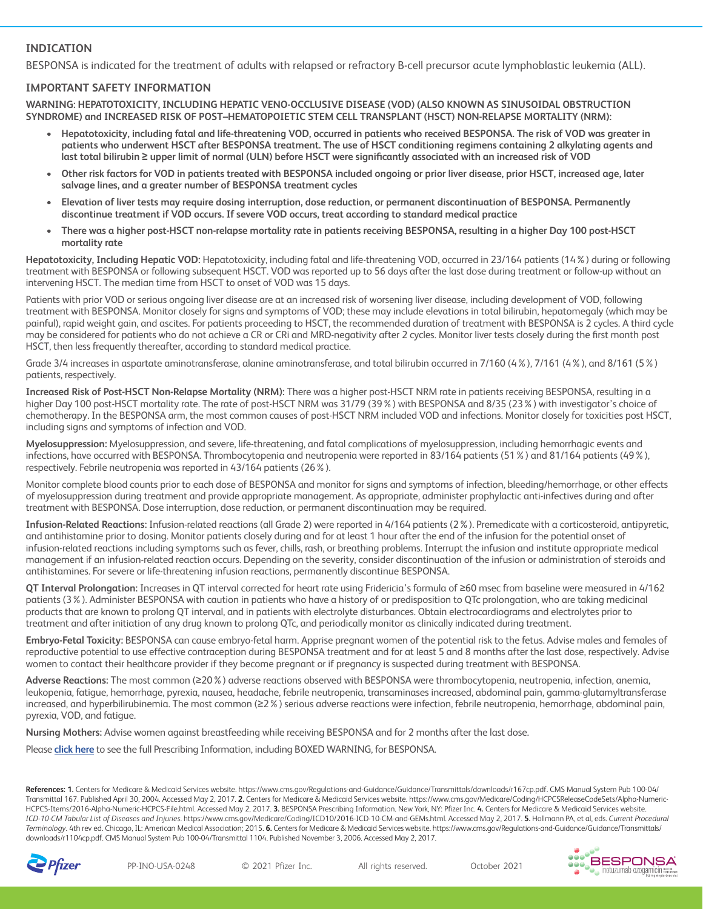## INDICATION

BESPONSA is indicated for the treatment of adults with relapsed or refractory B-cell precursor acute lymphoblastic leukemia (ALL).

## IMPORTANT SAFETY INFORMATION

**WARNING: HEPATOTOXICITY, INCLUDING HEPATIC VENO-OCCLUSIVE DISEASE (VOD) (ALSO KNOWN AS SINUSOIDAL OBSTRUCTION SYNDROME) and INCREASED RISK OF POST–HEMATOPOIETIC STEM CELL TRANSPLANT (HSCT) NON-RELAPSE MORTALITY (NRM):**

- **Hepatotoxicity, including fatal and life-threatening VOD, occurred in patients who received BESPONSA. The risk of VOD was greater in patients who underwent HSCT after BESPONSA treatment. The use of HSCT conditioning regimens containing 2 alkylating agents and last total bilirubin ≥ upper limit of normal (ULN) before HSCT were significantly associated with an increased risk of VOD**
- **Other risk factors for VOD in patients treated with BESPONSA included ongoing or prior liver disease, prior HSCT, increased age, later salvage lines, and a greater number of BESPONSA treatment cycles**
- **Elevation of liver tests may require dosing interruption, dose reduction, or permanent discontinuation of BESPONSA. Permanently discontinue treatment if VOD occurs. If severe VOD occurs, treat according to standard medical practice**
- **There was a higher post-HSCT non-relapse mortality rate in patients receiving BESPONSA, resulting in a higher Day 100 post-HSCT mortality rate**

**Hepatotoxicity, Including Hepatic VOD:** Hepatotoxicity, including fatal and life-threatening VOD, occurred in 23/164 patients (14%) during or following treatment with BESPONSA or following subsequent HSCT. VOD was reported up to 56 days after the last dose during treatment or follow-up without an intervening HSCT. The median time from HSCT to onset of VOD was 15 days.

Patients with prior VOD or serious ongoing liver disease are at an increased risk of worsening liver disease, including development of VOD, following treatment with BESPONSA. Monitor closely for signs and symptoms of VOD; these may include elevations in total bilirubin, hepatomegaly (which may be painful), rapid weight gain, and ascites. For patients proceeding to HSCT, the recommended duration of treatment with BESPONSA is 2 cycles. A third cycle may be considered for patients who do not achieve a CR or CRi and MRD-negativity after 2 cycles. Monitor liver tests closely during the first month post HSCT, then less frequently thereafter, according to standard medical practice.

Grade 3/4 increases in aspartate aminotransferase, alanine aminotransferase, and total bilirubin occurred in 7/160 (4%), 7/161 (4%), and 8/161 (5%) patients, respectively.

**Increased Risk of Post-HSCT Non-Relapse Mortality (NRM):** There was a higher post-HSCT NRM rate in patients receiving BESPONSA, resulting in a higher Day 100 post-HSCT mortality rate. The rate of post-HSCT NRM was 31/79 (39%) with BESPONSA and 8/35 (23%) with investigator's choice of chemotherapy. In the BESPONSA arm, the most common causes of post-HSCT NRM included VOD and infections. Monitor closely for toxicities post HSCT, including signs and symptoms of infection and VOD.

**Myelosuppression:** Myelosuppression, and severe, life-threatening, and fatal complications of myelosuppression, including hemorrhagic events and infections, have occurred with BESPONSA. Thrombocytopenia and neutropenia were reported in 83/164 patients (51%) and 81/164 patients (49%), respectively. Febrile neutropenia was reported in 43/164 patients (26%).

Monitor complete blood counts prior to each dose of BESPONSA and monitor for signs and symptoms of infection, bleeding/hemorrhage, or other effects of myelosuppression during treatment and provide appropriate management. As appropriate, administer prophylactic anti-infectives during and after treatment with BESPONSA. Dose interruption, dose reduction, or permanent discontinuation may be required.

**Infusion-Related Reactions:** Infusion-related reactions (all Grade 2) were reported in 4/164 patients (2%). Premedicate with a corticosteroid, antipyretic, and antihistamine prior to dosing. Monitor patients closely during and for at least 1 hour after the end of the infusion for the potential onset of infusion-related reactions including symptoms such as fever, chills, rash, or breathing problems. Interrupt the infusion and institute appropriate medical management if an infusion-related reaction occurs. Depending on the severity, consider discontinuation of the infusion or administration of steroids and antihistamines. For severe or life-threatening infusion reactions, permanently discontinue BESPONSA.

**QT Interval Prolongation:** Increases in QT interval corrected for heart rate using Fridericia's formula of ≥60 msec from baseline were measured in 4/162 patients (3%). Administer BESPONSA with caution in patients who have a history of or predisposition to QTc prolongation, who are taking medicinal products that are known to prolong QT interval, and in patients with electrolyte disturbances. Obtain electrocardiograms and electrolytes prior to treatment and after initiation of any drug known to prolong QTc, and periodically monitor as clinically indicated during treatment.

**Embryo-Fetal Toxicity:** BESPONSA can cause embryo-fetal harm. Apprise pregnant women of the potential risk to the fetus. Advise males and females of reproductive potential to use effective contraception during BESPONSA treatment and for at least 5 and 8 months after the last dose, respectively. Advise women to contact their healthcare provider if they become pregnant or if pregnancy is suspected during treatment with BESPONSA.

**Adverse Reactions:** The most common (≥20%) adverse reactions observed with BESPONSA were thrombocytopenia, neutropenia, infection, anemia, leukopenia, fatigue, hemorrhage, pyrexia, nausea, headache, febrile neutropenia, transaminases increased, abdominal pain, gamma-glutamyltransferase increased, and hyperbilirubinemia. The most common (≥2%) serious adverse reactions were infection, febrile neutropenia, hemorrhage, abdominal pain, pyrexia, VOD, and fatigue.

**Nursing Mothers:** Advise women against breastfeeding while receiving BESPONSA and for 2 months after the last dose.

Please **click here** to see the full Prescribing Information, including BOXED WARNING, for BESPONSA.

**References:** **1.** Centers for Medicare & Medicaid Services website. https://www.cms.gov/Regulations-and-Guidance/Guidance/Transmittals/downloads/r167cp.pdf. CMS Manual System Pub 100-04/Transmittal 167. Published April 30, 2004. Accessed May 2, 2017. **2.** Centers for Medicare & Medicaid Services website. https://www.cms.gov/Medicare/Coding/HCPCSReleaseCodeSets/Alpha-Numeric-HCPCS-Items/2016-Alpha-Numeric-HCPCS-File.html. Accessed May 2, 2017. **3.** BESPONSA Prescribing Information. New York, NY: Pfizer Inc. **4.** Centers for Medicare & Medicaid Services website. *ICD-10-CM Tabular List of Diseases and Injuries*. https://www.cms.gov/Medicare/Coding/ICD10/2016-ICD-10-CM-and-GEMs.html. Accessed May 2, 2017. **5.** Hollmann PA, et al, eds. *Current Procedural Terminology*. 4th rev ed. Chicago, IL: American Medical Association; 2015. **6.** Centers for Medicare & Medicaid Services website. https://www.cms.gov/Regulations-and-Guidance/Guidance/Transmittals/downloads/r1104cp.pdf. CMS Manual System Pub 100-04/Transmittal 1104. Published November 3, 2006. Accessed May 2, 2017.

Pfizer PP-INO-USA-0248 © 2021 Pfizer Inc. All rights reserved. October 2021

BESPONSA inotuzumab ozogamicin